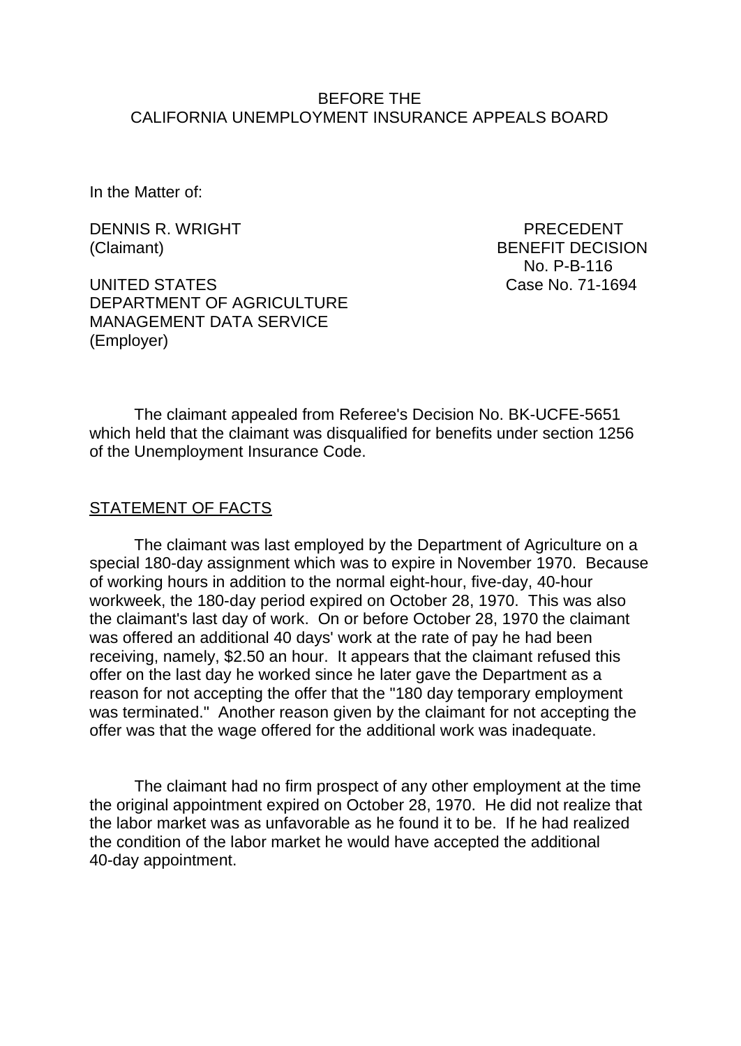BEFORE THE
CALIFORNIA UNEMPLOYMENT INSURANCE APPEALS BOARD

In the Matter of:

DENNIS R. WRIGHT
(Claimant)

PRECEDENT
BENEFIT DECISION
No. P-B-116
Case No. 71-1694

UNITED STATES
DEPARTMENT OF AGRICULTURE
MANAGEMENT DATA SERVICE
(Employer)

The claimant appealed from Referee's Decision No. BK-UCFE-5651 which held that the claimant was disqualified for benefits under section 1256 of the Unemployment Insurance Code.

## STATEMENT OF FACTS

The claimant was last employed by the Department of Agriculture on a special 180-day assignment which was to expire in November 1970. Because of working hours in addition to the normal eight-hour, five-day, 40-hour workweek, the 180-day period expired on October 28, 1970. This was also the claimant's last day of work. On or before October 28, 1970 the claimant was offered an additional 40 days' work at the rate of pay he had been receiving, namely, $2.50 an hour. It appears that the claimant refused this offer on the last day he worked since he later gave the Department as a reason for not accepting the offer that the "180 day temporary employment was terminated." Another reason given by the claimant for not accepting the offer was that the wage offered for the additional work was inadequate.

The claimant had no firm prospect of any other employment at the time the original appointment expired on October 28, 1970. He did not realize that the labor market was as unfavorable as he found it to be. If he had realized the condition of the labor market he would have accepted the additional 40-day appointment.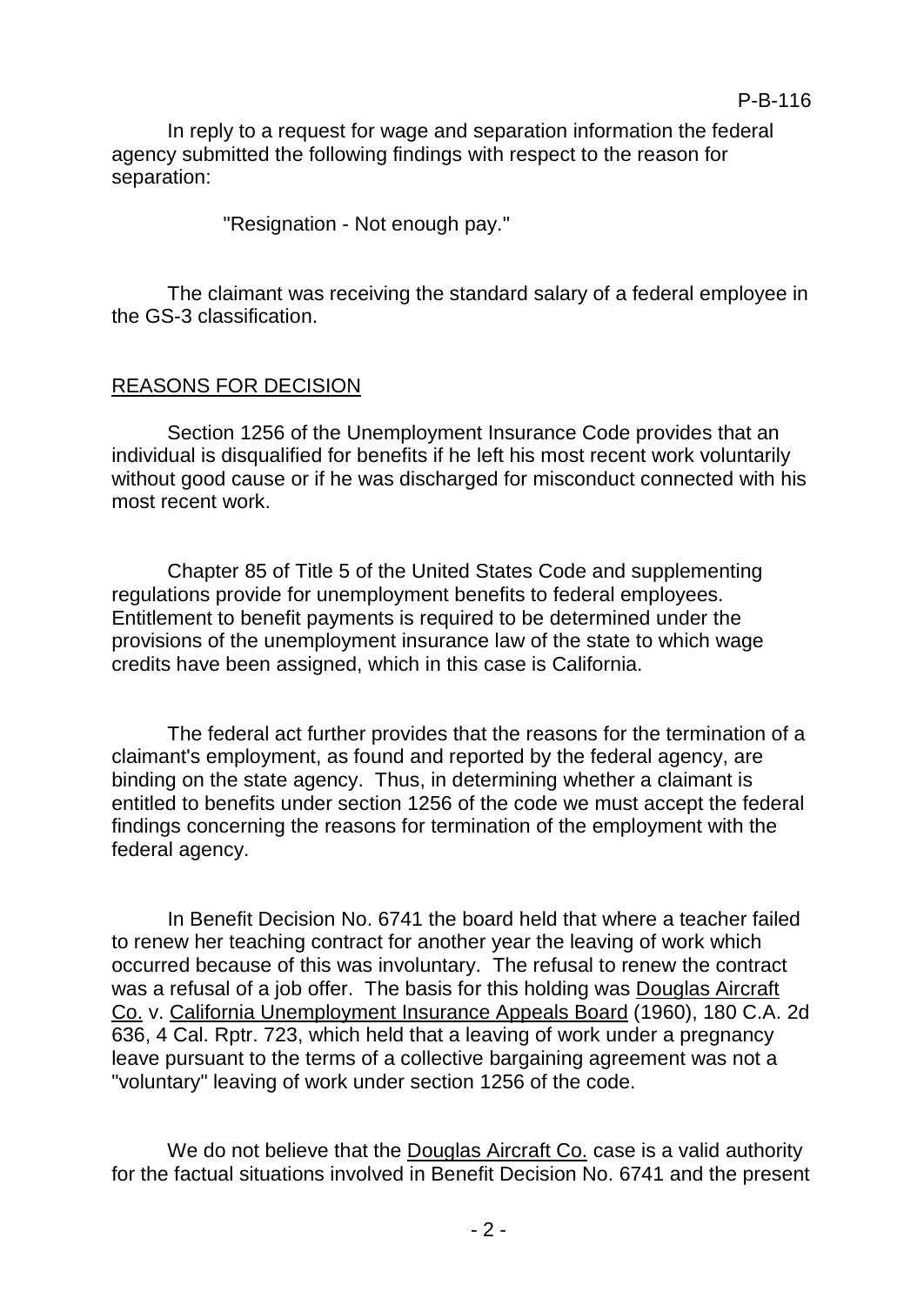In reply to a request for wage and separation information the federal agency submitted the following findings with respect to the reason for separation:

"Resignation - Not enough pay."

The claimant was receiving the standard salary of a federal employee in the GS-3 classification.

## REASONS FOR DECISION

Section 1256 of the Unemployment Insurance Code provides that an individual is disqualified for benefits if he left his most recent work voluntarily without good cause or if he was discharged for misconduct connected with his most recent work.

Chapter 85 of Title 5 of the United States Code and supplementing regulations provide for unemployment benefits to federal employees. Entitlement to benefit payments is required to be determined under the provisions of the unemployment insurance law of the state to which wage credits have been assigned, which in this case is California.

The federal act further provides that the reasons for the termination of a claimant's employment, as found and reported by the federal agency, are binding on the state agency. Thus, in determining whether a claimant is entitled to benefits under section 1256 of the code we must accept the federal findings concerning the reasons for termination of the employment with the federal agency.

In Benefit Decision No. 6741 the board held that where a teacher failed to renew her teaching contract for another year the leaving of work which occurred because of this was involuntary. The refusal to renew the contract was a refusal of a job offer. The basis for this holding was Douglas Aircraft Co. v. California Unemployment Insurance Appeals Board (1960), 180 C.A. 2d 636, 4 Cal. Rptr. 723, which held that a leaving of work under a pregnancy leave pursuant to the terms of a collective bargaining agreement was not a "voluntary" leaving of work under section 1256 of the code.

We do not believe that the Douglas Aircraft Co. case is a valid authority for the factual situations involved in Benefit Decision No. 6741 and the present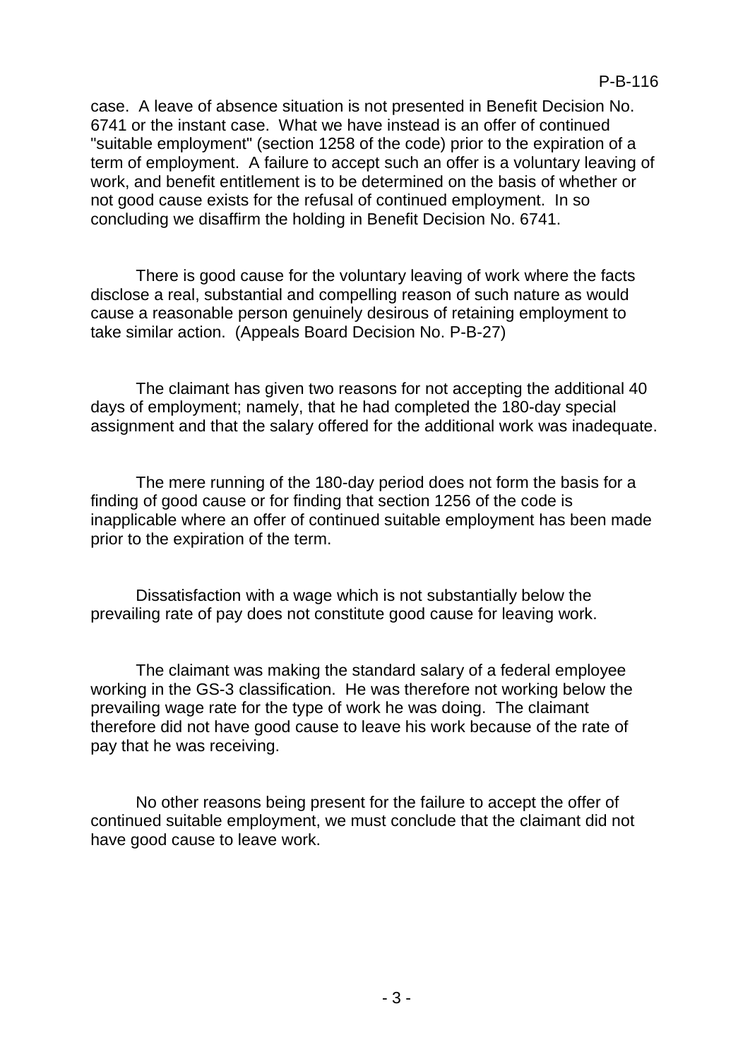case. A leave of absence situation is not presented in Benefit Decision No. 6741 or the instant case. What we have instead is an offer of continued "suitable employment" (section 1258 of the code) prior to the expiration of a term of employment. A failure to accept such an offer is a voluntary leaving of work, and benefit entitlement is to be determined on the basis of whether or not good cause exists for the refusal of continued employment. In so concluding we disaffirm the holding in Benefit Decision No. 6741.

There is good cause for the voluntary leaving of work where the facts disclose a real, substantial and compelling reason of such nature as would cause a reasonable person genuinely desirous of retaining employment to take similar action. (Appeals Board Decision No. P-B-27)

The claimant has given two reasons for not accepting the additional 40 days of employment; namely, that he had completed the 180-day special assignment and that the salary offered for the additional work was inadequate.

The mere running of the 180-day period does not form the basis for a finding of good cause or for finding that section 1256 of the code is inapplicable where an offer of continued suitable employment has been made prior to the expiration of the term.

Dissatisfaction with a wage which is not substantially below the prevailing rate of pay does not constitute good cause for leaving work.

The claimant was making the standard salary of a federal employee working in the GS-3 classification. He was therefore not working below the prevailing wage rate for the type of work he was doing. The claimant therefore did not have good cause to leave his work because of the rate of pay that he was receiving.

No other reasons being present for the failure to accept the offer of continued suitable employment, we must conclude that the claimant did not have good cause to leave work.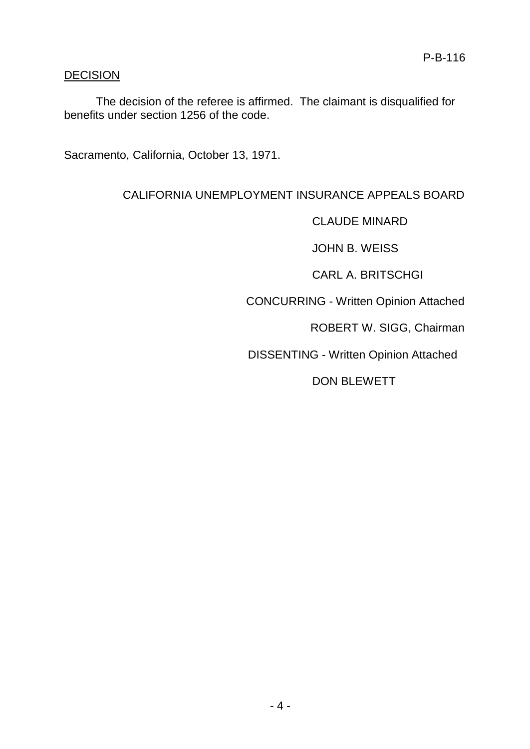## DECISION

The decision of the referee is affirmed. The claimant is disqualified for benefits under section 1256 of the code.

Sacramento, California, October 13, 1971.

CALIFORNIA UNEMPLOYMENT INSURANCE APPEALS BOARD

CLAUDE MINARD

JOHN B. WEISS

CARL A. BRITSCHGI

CONCURRING - Written Opinion Attached

ROBERT W. SIGG, Chairman

DISSENTING - Written Opinion Attached

DON BLEWETT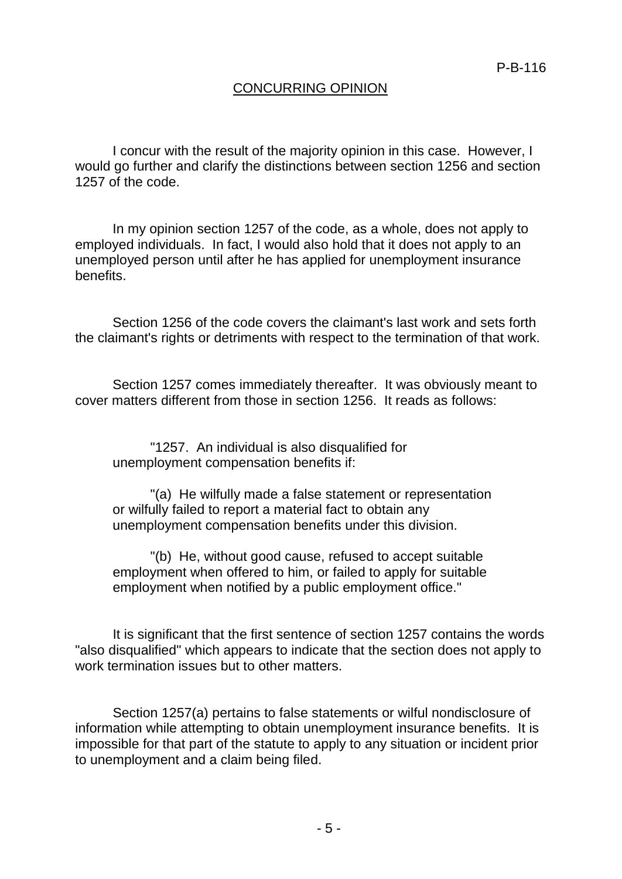P-B-116

## CONCURRING OPINION

I concur with the result of the majority opinion in this case. However, I would go further and clarify the distinctions between section 1256 and section 1257 of the code.

In my opinion section 1257 of the code, as a whole, does not apply to employed individuals. In fact, I would also hold that it does not apply to an unemployed person until after he has applied for unemployment insurance benefits.

Section 1256 of the code covers the claimant's last work and sets forth the claimant's rights or detriments with respect to the termination of that work.

Section 1257 comes immediately thereafter. It was obviously meant to cover matters different from those in section 1256. It reads as follows:

> "1257. An individual is also disqualified for unemployment compensation benefits if:
>
> "(a) He wilfully made a false statement or representation or wilfully failed to report a material fact to obtain any unemployment compensation benefits under this division.
>
> "(b) He, without good cause, refused to accept suitable employment when offered to him, or failed to apply for suitable employment when notified by a public employment office."

It is significant that the first sentence of section 1257 contains the words "also disqualified" which appears to indicate that the section does not apply to work termination issues but to other matters.

Section 1257(a) pertains to false statements or wilful nondisclosure of information while attempting to obtain unemployment insurance benefits. It is impossible for that part of the statute to apply to any situation or incident prior to unemployment and a claim being filed.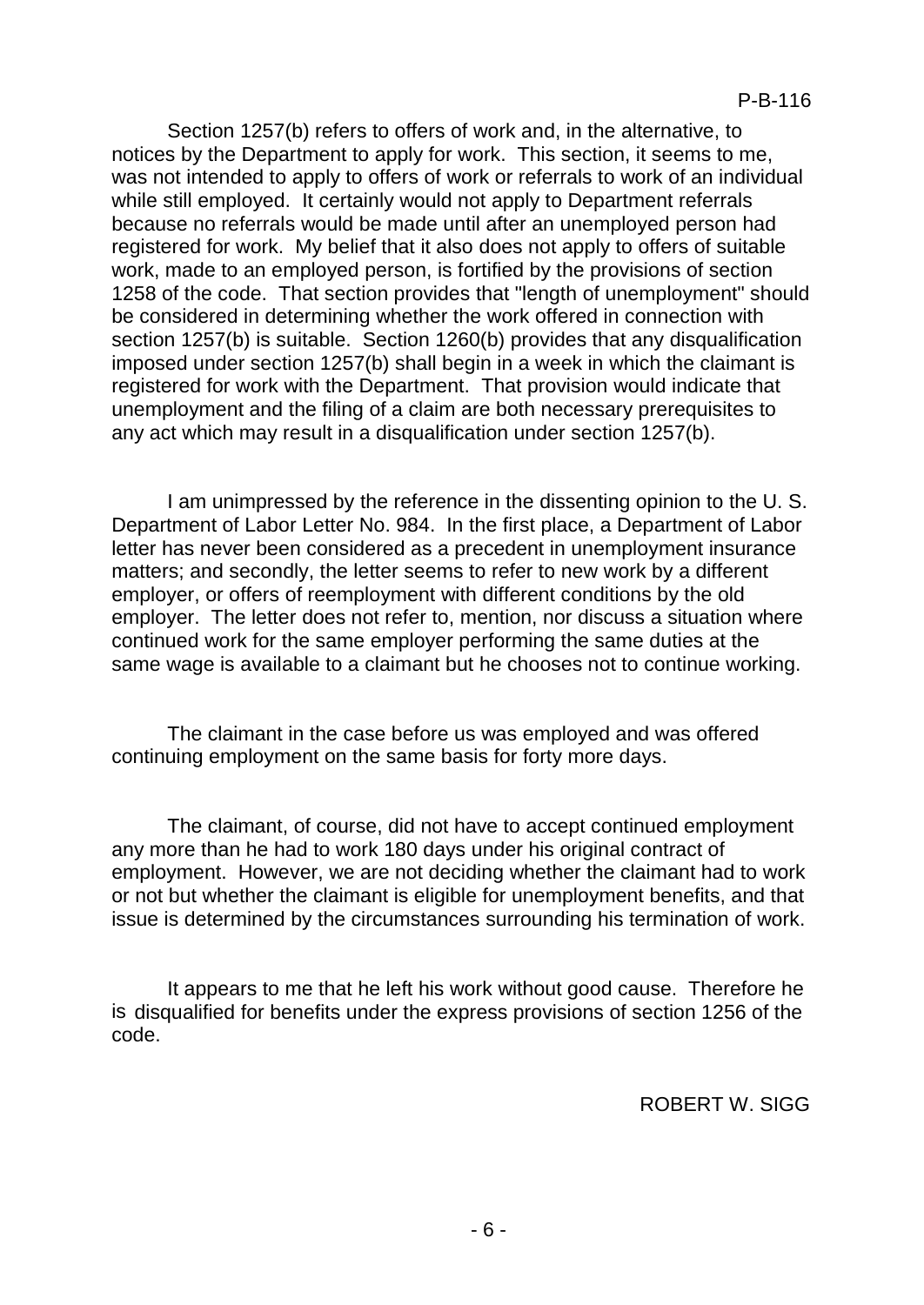Section 1257(b) refers to offers of work and, in the alternative, to notices by the Department to apply for work. This section, it seems to me, was not intended to apply to offers of work or referrals to work of an individual while still employed. It certainly would not apply to Department referrals because no referrals would be made until after an unemployed person had registered for work. My belief that it also does not apply to offers of suitable work, made to an employed person, is fortified by the provisions of section 1258 of the code. That section provides that "length of unemployment" should be considered in determining whether the work offered in connection with section 1257(b) is suitable. Section 1260(b) provides that any disqualification imposed under section 1257(b) shall begin in a week in which the claimant is registered for work with the Department. That provision would indicate that unemployment and the filing of a claim are both necessary prerequisites to any act which may result in a disqualification under section 1257(b).

I am unimpressed by the reference in the dissenting opinion to the U. S. Department of Labor Letter No. 984. In the first place, a Department of Labor letter has never been considered as a precedent in unemployment insurance matters; and secondly, the letter seems to refer to new work by a different employer, or offers of reemployment with different conditions by the old employer. The letter does not refer to, mention, nor discuss a situation where continued work for the same employer performing the same duties at the same wage is available to a claimant but he chooses not to continue working.

The claimant in the case before us was employed and was offered continuing employment on the same basis for forty more days.

The claimant, of course, did not have to accept continued employment any more than he had to work 180 days under his original contract of employment. However, we are not deciding whether the claimant had to work or not but whether the claimant is eligible for unemployment benefits, and that issue is determined by the circumstances surrounding his termination of work.

It appears to me that he left his work without good cause. Therefore he is disqualified for benefits under the express provisions of section 1256 of the code.

ROBERT W. SIGG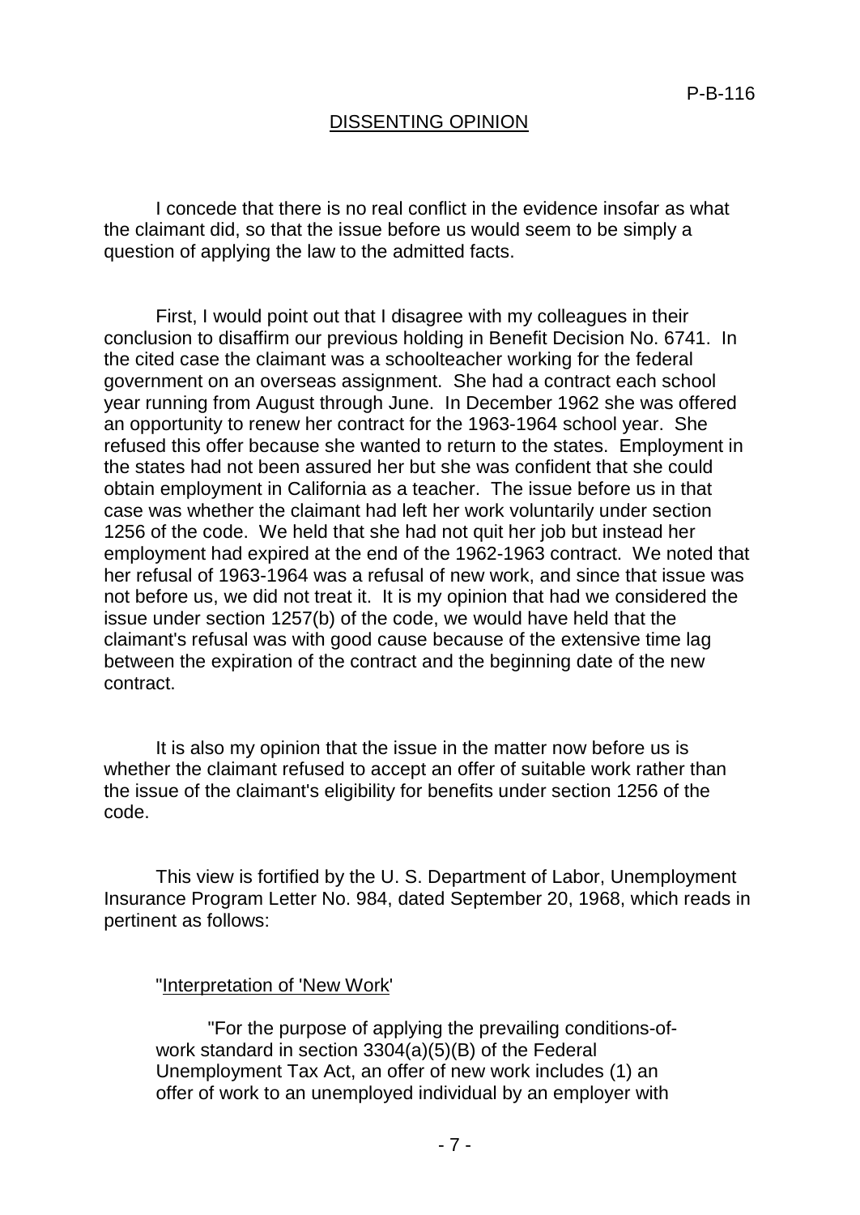## DISSENTING OPINION

I concede that there is no real conflict in the evidence insofar as what the claimant did, so that the issue before us would seem to be simply a question of applying the law to the admitted facts.

First, I would point out that I disagree with my colleagues in their conclusion to disaffirm our previous holding in Benefit Decision No. 6741. In the cited case the claimant was a schoolteacher working for the federal government on an overseas assignment. She had a contract each school year running from August through June. In December 1962 she was offered an opportunity to renew her contract for the 1963-1964 school year. She refused this offer because she wanted to return to the states. Employment in the states had not been assured her but she was confident that she could obtain employment in California as a teacher. The issue before us in that case was whether the claimant had left her work voluntarily under section 1256 of the code. We held that she had not quit her job but instead her employment had expired at the end of the 1962-1963 contract. We noted that her refusal of 1963-1964 was a refusal of new work, and since that issue was not before us, we did not treat it. It is my opinion that had we considered the issue under section 1257(b) of the code, we would have held that the claimant's refusal was with good cause because of the extensive time lag between the expiration of the contract and the beginning date of the new contract.

It is also my opinion that the issue in the matter now before us is whether the claimant refused to accept an offer of suitable work rather than the issue of the claimant's eligibility for benefits under section 1256 of the code.

This view is fortified by the U. S. Department of Labor, Unemployment Insurance Program Letter No. 984, dated September 20, 1968, which reads in pertinent as follows:

> "Interpretation of 'New Work'
>
> "For the purpose of applying the prevailing conditions-of-work standard in section 3304(a)(5)(B) of the Federal Unemployment Tax Act, an offer of new work includes (1) an offer of work to an unemployed individual by an employer with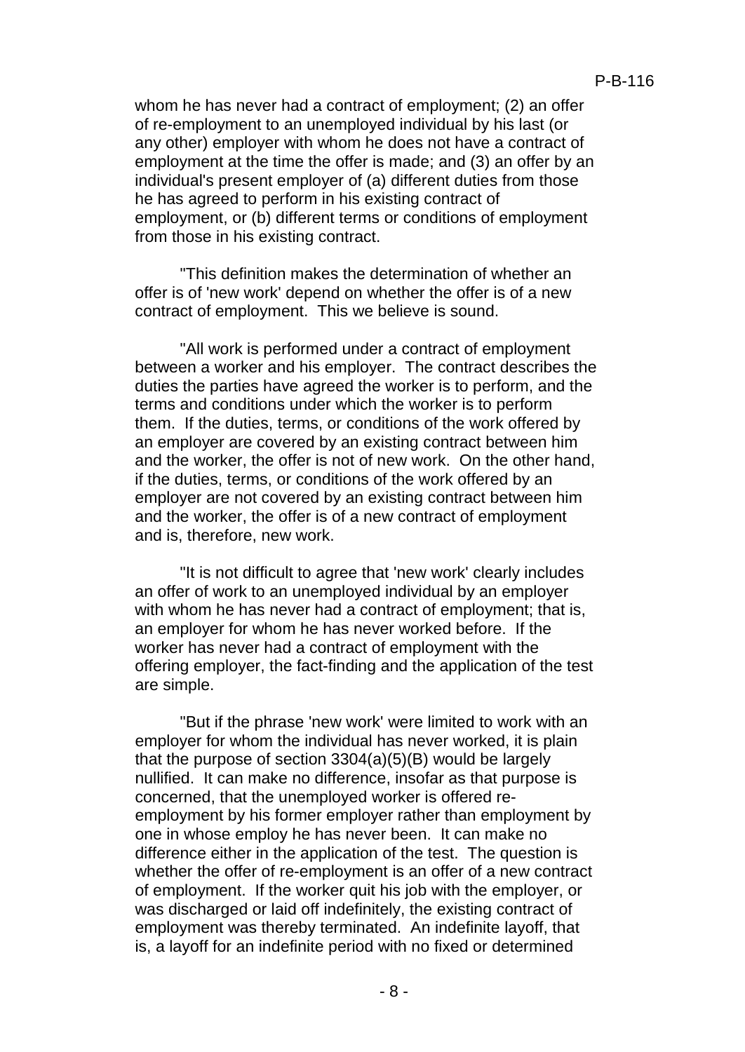whom he has never had a contract of employment; (2) an offer of re-employment to an unemployed individual by his last (or any other) employer with whom he does not have a contract of employment at the time the offer is made; and (3) an offer by an individual's present employer of (a) different duties from those he has agreed to perform in his existing contract of employment, or (b) different terms or conditions of employment from those in his existing contract.

"This definition makes the determination of whether an offer is of 'new work' depend on whether the offer is of a new contract of employment. This we believe is sound.

"All work is performed under a contract of employment between a worker and his employer. The contract describes the duties the parties have agreed the worker is to perform, and the terms and conditions under which the worker is to perform them. If the duties, terms, or conditions of the work offered by an employer are covered by an existing contract between him and the worker, the offer is not of new work. On the other hand, if the duties, terms, or conditions of the work offered by an employer are not covered by an existing contract between him and the worker, the offer is of a new contract of employment and is, therefore, new work.

"It is not difficult to agree that 'new work' clearly includes an offer of work to an unemployed individual by an employer with whom he has never had a contract of employment; that is, an employer for whom he has never worked before. If the worker has never had a contract of employment with the offering employer, the fact-finding and the application of the test are simple.

"But if the phrase 'new work' were limited to work with an employer for whom the individual has never worked, it is plain that the purpose of section 3304(a)(5)(B) would be largely nullified. It can make no difference, insofar as that purpose is concerned, that the unemployed worker is offered re-employment by his former employer rather than employment by one in whose employ he has never been. It can make no difference either in the application of the test. The question is whether the offer of re-employment is an offer of a new contract of employment. If the worker quit his job with the employer, or was discharged or laid off indefinitely, the existing contract of employment was thereby terminated. An indefinite layoff, that is, a layoff for an indefinite period with no fixed or determined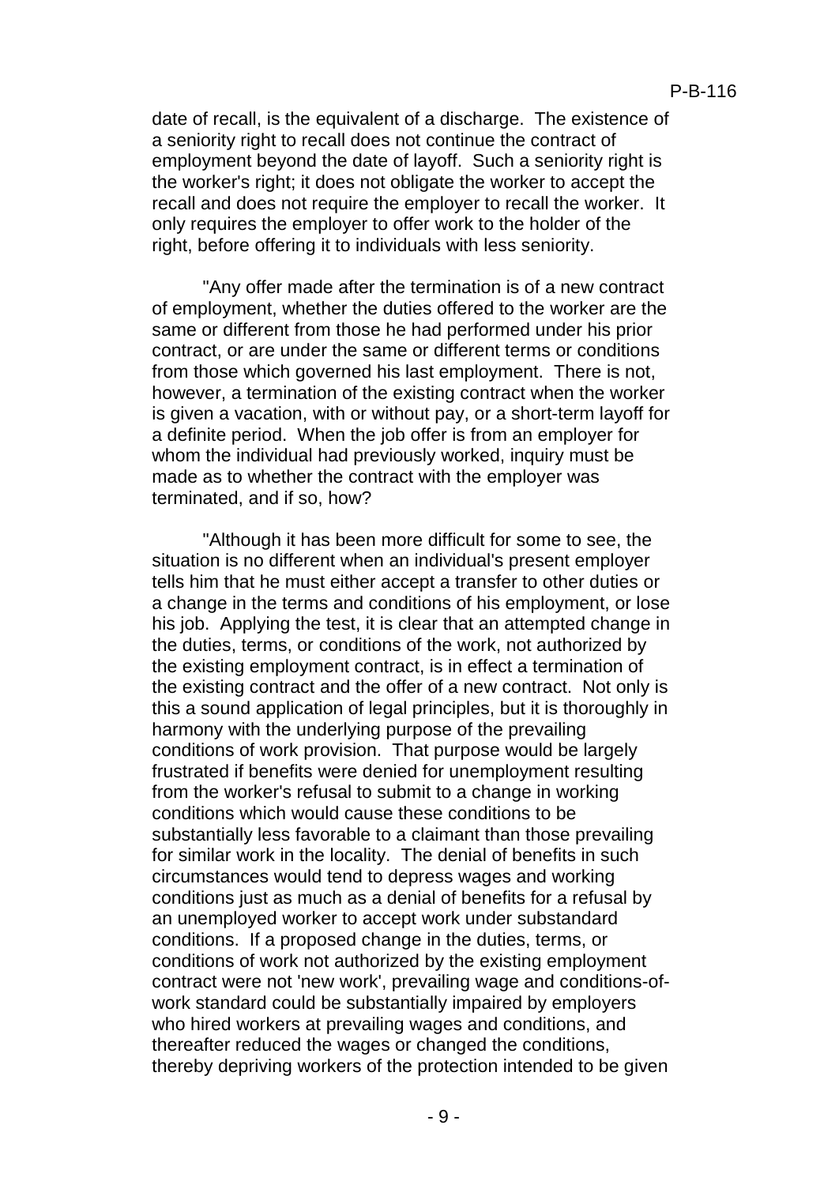date of recall, is the equivalent of a discharge. The existence of a seniority right to recall does not continue the contract of employment beyond the date of layoff. Such a seniority right is the worker's right; it does not obligate the worker to accept the recall and does not require the employer to recall the worker. It only requires the employer to offer work to the holder of the right, before offering it to individuals with less seniority.

"Any offer made after the termination is of a new contract of employment, whether the duties offered to the worker are the same or different from those he had performed under his prior contract, or are under the same or different terms or conditions from those which governed his last employment. There is not, however, a termination of the existing contract when the worker is given a vacation, with or without pay, or a short-term layoff for a definite period. When the job offer is from an employer for whom the individual had previously worked, inquiry must be made as to whether the contract with the employer was terminated, and if so, how?

"Although it has been more difficult for some to see, the situation is no different when an individual's present employer tells him that he must either accept a transfer to other duties or a change in the terms and conditions of his employment, or lose his job. Applying the test, it is clear that an attempted change in the duties, terms, or conditions of the work, not authorized by the existing employment contract, is in effect a termination of the existing contract and the offer of a new contract. Not only is this a sound application of legal principles, but it is thoroughly in harmony with the underlying purpose of the prevailing conditions of work provision. That purpose would be largely frustrated if benefits were denied for unemployment resulting from the worker's refusal to submit to a change in working conditions which would cause these conditions to be substantially less favorable to a claimant than those prevailing for similar work in the locality. The denial of benefits in such circumstances would tend to depress wages and working conditions just as much as a denial of benefits for a refusal by an unemployed worker to accept work under substandard conditions. If a proposed change in the duties, terms, or conditions of work not authorized by the existing employment contract were not 'new work', prevailing wage and conditions-of-work standard could be substantially impaired by employers who hired workers at prevailing wages and conditions, and thereafter reduced the wages or changed the conditions, thereby depriving workers of the protection intended to be given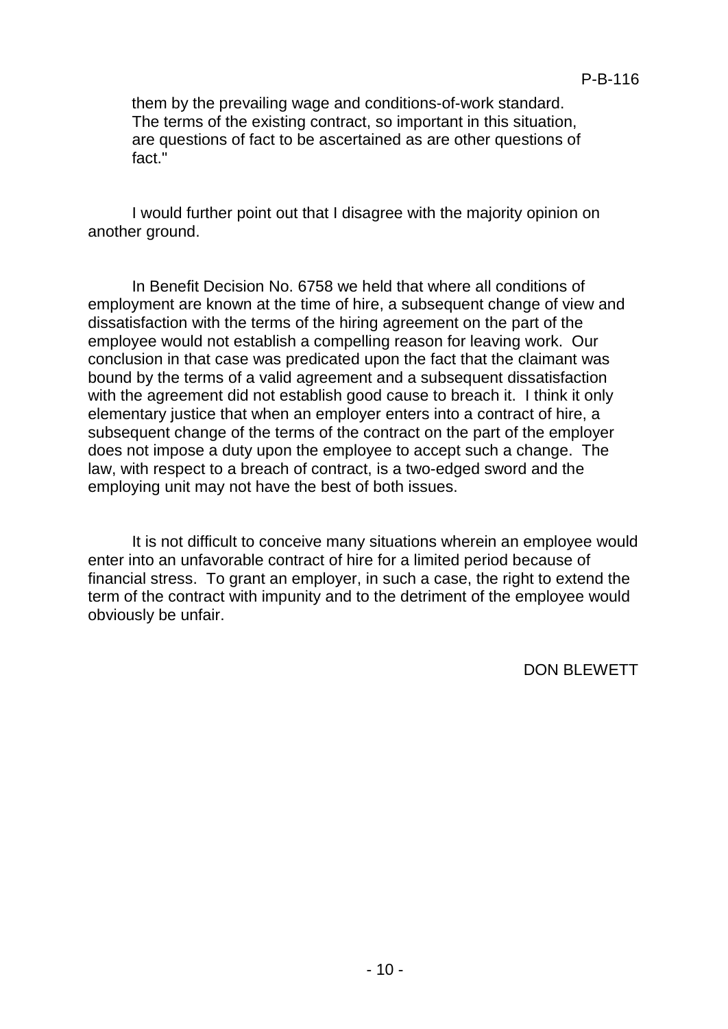them by the prevailing wage and conditions-of-work standard. The terms of the existing contract, so important in this situation, are questions of fact to be ascertained as are other questions of fact."

I would further point out that I disagree with the majority opinion on another ground.

In Benefit Decision No. 6758 we held that where all conditions of employment are known at the time of hire, a subsequent change of view and dissatisfaction with the terms of the hiring agreement on the part of the employee would not establish a compelling reason for leaving work. Our conclusion in that case was predicated upon the fact that the claimant was bound by the terms of a valid agreement and a subsequent dissatisfaction with the agreement did not establish good cause to breach it. I think it only elementary justice that when an employer enters into a contract of hire, a subsequent change of the terms of the contract on the part of the employer does not impose a duty upon the employee to accept such a change. The law, with respect to a breach of contract, is a two-edged sword and the employing unit may not have the best of both issues.

It is not difficult to conceive many situations wherein an employee would enter into an unfavorable contract of hire for a limited period because of financial stress. To grant an employer, in such a case, the right to extend the term of the contract with impunity and to the detriment of the employee would obviously be unfair.

DON BLEWETT